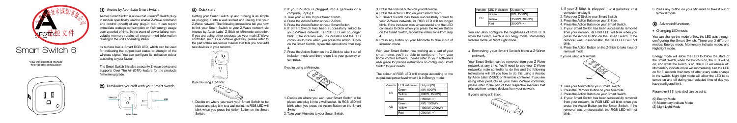# Smart Switch 6

View the expanded manual: http://aeotec.com/support

## ① Aeotec by Aeon Labs Smart Switch.

Aeotec Smart Switch is a low-cost Z-Wave® Switch plug-in module specifically used to enable Z-Wave command and control (on/off) of any plug-in tool. It can report immediate wattage consumption or kWh energy usage over a period of time. In the event of power failure, non-volatile memory retains all programmed information relating to the unit's operating status.

Its surface has a Smart RGB LED, which can be used for indicating the output load status or strength of the wireless signal. You can configure its indication colour according to your favour.

The Smart Switch 6 is also a security Z-wave device and supports Over The Air (OTA) feature for the products firmware upgrade.

## ② Familiarize yourself with your Smart Switch.

RGB LED

USB

Action Button

## ③ Quick start.

Getting your Smart Switch up and running is as simple as placing it into a wall socket and linking it to your Z-Wave network. The following instructions tell you how to link your Smart Switch to your Z-Wave network via Aeotec by Aeon Labs' Z-Stick or Minimote controller. If you are using other products as your main Z-Wave controller, such as a Z-Wave gateway, please refer to the part of their respective manual that tells you how add new devices to your network.

If you're using a Z-Stick:

1. Decide on where you want your Smart Switch to be placed and plug it in to a wall outlet. Its RGB LED will blink when you press the Action Button on the Smart Switch.
2. If your Z-Stick is plugged into a gateway or a computer, unplug it.
3. Take your Z-Stick to your Smart Switch.
4. Press the Action Button on your Z-Stick.
5. Press the Action Button on your Smart Switch.
6. If Smart Switch has been successfully linked to your Z-Wave network, its RGB LED will no longer blink. If the inclusion was unsuccessful and the LED continues to blink when you press the Action Button on the Smart Switch, repeat the instructions from step 4.
7. Press the Action Button on the Z-Stick to take it out of inclusion mode and then return it to your gateway or computer.

If you're using a Minimote:

1. Decide on where you want your Smart Switch to be placed and plug it in to a wall socket. Its RGB LED will blink when you press the Action Button on the Smart Switch.
2. Take your Minimote to your Smart Switch.
3. Press the Include button on your Minimote.
4. Press the Action Button on your Smart Switch.
5. If Smart Switch has been successfully linked to your Z-Wave network, its RGB LED will no longer blink. If the inclusion was unsuccessful and the LED continues to blink when you press the Action Button on the Smart Switch, repeat the instructions from step 3.
6. Press any button on your Minimote to take it out of inclusion mode.

With your Smart Switch now working as a part of your smart home, you'll be able to configure it from your home control software. Please refer to your software's user guide for precise instructions on configuring Smart Switch to your needs.

The colour of RGB LED will change according to the output load power level when it is in Energy mode:

| Version | LED indication | Output (W) |
|---|---|---|
| US | Green | [0W, 600W) |
| | Yellow | [600W, 1500W) |
| | Red | [1500W, ∞) |
| AU | Green | [0W, 1000W) |
| | Yellow | [1000W, 2000W) |
| | Red | [2000W, ∞) |
| EU | Green | [0W, 1500W) |
| | Yellow | [1500W, 3000W) |
| | Red | [3000W, ∞) |

You can also configure the brightness of RGB LED when the Smart Switch is in Energy mode, Momentary Indicate mode, or Night Light mode.

- Removing your Smart Switch from a Z-Wave network.

Your Smart Switch can be removed from your Z-Wave network at any time. You'll need to use your Z-Wave network's main controller to do this and the following instructions will tell you how to do this using a Aeotec by Aeon Labs' Z-Stick or Minimote controller. If you are using other products as your main Z-Wave controller, please refer to the part of their respective manuals that tells you how remove devices from your network.

If you're using a Z-Stick:

1. If your Z-Stick is plugged into a gateway or a computer, unplug it.
2. Take your Z-Stick to your Smart Switch.
3. Press the Action Button on your Z-Stick.
4. Press the Action Button on your Smart Switch.
5. If your Smart Switch has been successfully removed from your network, its RGB LED will blink when you press the Action Button on the Smart Switch. If the removal was unsuccessful, the RGB LED will not blink.
6. Press the Action Button on the Z-Stick to take it out of removal mode

If you're using a Minimote:

1. Take your Minimote to your Smart Switch.
2. Press the Remove Button on your Minimote.
3. Press the Action Button on your Smart Switch.
4. If your Smart Switch has been successfully removed from your network, its RGB LED will blink when you press the Action Button on the Smart Switch. If the removal was unsuccessful, the RGB LED will not blink.
5. Press any button on your Minimote to take it out of removal mode.

## ④ Advanced functions.

- Changing LED mode.

You can change the mode of how the LED acts through configuring the Smart Switch. There are 3 different modes: Energy mode, Momentary indicate mode, and Night light mode.

Energy mode will allow the LED to follow the state of the Smart Switch, when the switch is on, the LED will be on, and while the switch is off, the LED will remain off. Momentary indicate mode will momentarily turn the LED on for 5 seconds then turn off after every state change in the switch. Night light mode will allow the LED to be turned on and off during your selected time of day you have configured for it.

Parameter 81 [1 byte dec] can be set to:

(0) Energy Mode
(1) Momentary Indicate Mode
(2) Night Light Mode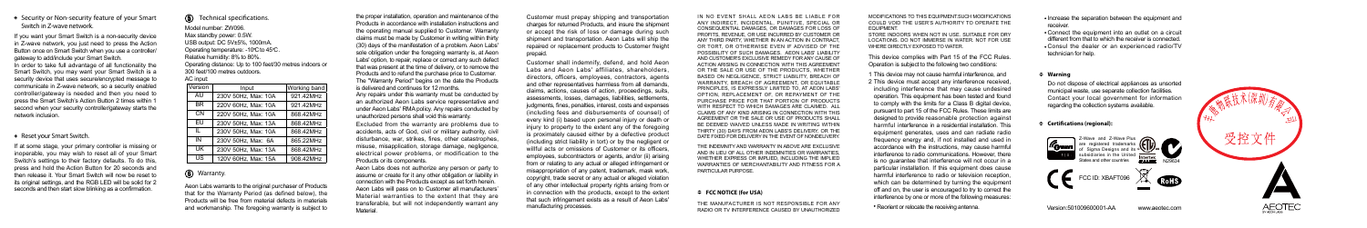- Security or Non-security feature of your Smart Switch in Z-wave network.

If you want your Smart Switch is a non-security device in Z-wave network, you just need to press the Action Button once on Smart Switch when you use a controller/gateway to add/include your Smart Switch.

In order to take full advantage of all functionality the Smart Switch, you may want your Smart Switch is a security device that uses secure/encrypted message to communicate in Z-wave network, so a security enabled controller/gateway is needed and then you need to press the Smart Switch's Action Button 2 times within 1 second when your security controller/gateway starts the network inclusion.

- Reset your Smart Switch.

If at some stage, your primary controller is missing or inoperable, you may wish to reset all of your Smart Switch's settings to their factory defaults. To do this, press and hold the Action Button for 20 seconds and then release it. Your Smart Switch will now be reset to its original settings, and the RGB LED will be solid for 2 seconds and then start slow blinking as a confirmation.

## Technical specifications.

Model number: ZW096.
Max standby power: 0.5W.
USB output: DC 5V±5%, 1000mA.
Operating temperature: -10°C to 45°C.
Relative humidity: 8% to 80%.
Operating distance: Up to 100 feet/30 metres indoors or 300 feet/100 metres outdoors.
AC input:

| Version | Input | Working band |
|---|---|---|
| AU | 230V 50Hz, Max: 10A | 921.42MHz |
| BR | 220V 60Hz, Max: 10A | 921.42MHz |
| CN | 220V 50Hz, Max: 10A | 868.42MHz |
| EU | 230V 50Hz, Max: 13A | 868.42MHz |
| IL | 230V 50Hz, Max: 10A | 868.42MHz |
| IN | 230V 50Hz, Max: 6A | 865.22MHz |
| UK | 230V 50Hz, Max: 13A | 868.42MHz |
| US | 120V 60Hz, Max: 15A | 908.42MHz |

## Warranty.

Aeon Labs warrants to the original purchaser of Products that for the Warranty Period (as defined below), the Products will be free from material defects in materials and workmanship. The foregoing warranty is subject to the proper installation, operation and maintenance of the Products in accordance with installation instructions and the operating manual supplied to Customer. Warranty claims must be made by Customer in writing within thirty (30) days of the manifestation of a problem. Aeon Labs' sole obligation under the foregoing warranty is, at Aeon Labs' option, to repair, replace or correct any such defect that was present at the time of delivery, or to remove the Products and to refund the purchase price to Customer. The "Warranty Period" begins on the date the Products is delivered and continues for 12 months.

Any repairs under this warranty must be conducted by an authorized Aeon Labs service representative and under Aeon Labs' RMA policy. Any repairs conducted by unauthorized persons shall void this warranty.

Excluded from the warranty are problems due to accidents, acts of God, civil or military authority, civil disturbance, war, strikes, fires, other catastrophes, misuse, misapplication, storage damage, negligence, electrical power problems, or modification to the Products or its components.

Aeon Labs does not authorize any person or party to assume or create for it any other obligation or liability in connection with the Products except as set forth herein.

Aeon Labs will pass on to Customer all manufacturers' Material warranties to the extent that they are transferable, but will not independently warrant any Material.

Customer must prepay shipping and transportation charges for returned Products, and insure the shipment or accept the risk of loss or damage during such shipment and transportation. Aeon Labs will ship the repaired or replacement products to Customer freight prepaid.

Customer shall indemnify, defend, and hold Aeon Labs and Aeon Labs' affiliates, shareholders, directors, officers, employees, contractors, agents and other representatives harmless from all demands, claims, actions, causes of action, proceedings, suits, assessments, losses, damages, liabilities, settlements, judgments, fines, penalties, interest, costs and expenses (including fees and disbursements of counsel) of every kind (i) based upon personal injury or death or injury to property to the extent any of the foregoing is proximately caused either by a defective product (including strict liability in tort) or by the negligent or willful acts or omissions of Customer or its officers, employees, subcontractors or agents, and/or (ii) arising from or relating to any actual or alleged infringement or misappropriation of any patent, trademark, mask work, copyright, trade secret or any actual or alleged violation of any other intellectual property rights arising from or in connection with the products, except to the extent that such infringement exists as a result of Aeon Labs' manufacturing processes.

IN NO EVENT SHALL AEON LABS BE LIABLE FOR ANY INDIRECT, INCIDENTAL, PUNITIVE, SPECIAL OR CONSEQUENTIAL DAMAGES, OR DAMAGES FOR LOSS OF PROFITS, REVENUE, OR USE INCURRED BY CUSTOMER OR ANY THIRD PARTY, WHETHER IN AN ACTION IN CONTRACT, OR TORT, OR OTHERWISE EVEN IF ADVISED OF THE POSSIBILITY OF SUCH DAMAGES. AEON LABS' LIABILITY AND CUSTOMER'S EXCLUSIVE REMEDY FOR ANY CAUSE OF ACTION ARISING IN CONNECTION WITH THIS AGREEMENT OR THE SALE OR USE OF THE PRODUCTS, WHETHER BASED ON NEGLIGENCE, STRICT LIABILITY, BREACH OF WARRANTY, BREACH OF AGREEMENT, OR EQUITABLE PRINCIPLES, IS EXPRESSLY LIMITED TO, AT AEON LABS' OPTION, REPLACEMENT OF, OR REPAYMENT OF THE PURCHASE PRICE FOR THAT PORTION OF PRODUCTS WITH RESPECT TO WHICH DAMAGES ARE CLAIMED. ALL CLAIMS OF ANY KIND ARISING IN CONNECTION WITH THIS AGREEMENT OR THE SALE OR USE OF PRODUCTS SHALL BE DEEMED WAIVED UNLESS MADE IN WRITING WITHIN THIRTY (30) DAYS FROM AEON LABS'S DELIVERY, OR THE DATE FIXED FOR DELIVERY IN THE EVENT OF NONDELIVERY.

THE INDEMNITY AND WARRANTY IN ABOVE ARE EXCLUSIVE AND IN LIEU OF ALL OTHER INDEMNITIES OR WARRANTIES, WHETHER EXPRESS OR IMPLIED, INCLUDING THE IMPLIED WARRANTIES OF MERCHANTABILITY AND FITNESS FOR A PARTICULAR PURPOSE.

## FCC NOTICE (for USA)

THE MANUFACTURER IS NOT RESPONSIBLE FOR ANY RADIO OR TV INTERFERENCE CAUSED BY UNAUTHORIZED MODIFICATIONS TO THIS EQUIPMENT.SUCH MODIFICATIONS COULD VOID THE USER'S AUTHORITY TO OPERATE THE EQUIPMENT.

STORE INDOORS WHEN NOT IN USE. SUITABLE FOR DRY LOCATIONS. DO NOT IMMERSE IN WATER. NOT FOR USE WHERE DIRECTLY EXPOSED TO WATER.

This device complies with Part 15 of the FCC Rules. Operation is subject to the following two conditions:

1 This device may not cause harmful interference, and
2 This device must accept any interference received, including interference that may cause undesired operation. This equipment has been tested and found to comply with the limits for a Class B digital device, pursuant to part 15 of the FCC Rules. These limits are designed to provide reasonable protection against harmful interference in a residential installation. This equipment generates, uses and can radiate radio frequency energy and, if not installed and used in accordance with the instructions, may cause harmful interference to radio communications. However, there is no guarantee that interference will not occur in a particular installation. If this equipment does cause harmful interference to radio or television reception, which can be determined by turning the equipment off and on, the user is encouraged to try to correct the interference by one or more of the following measures:

- Reorient or relocate the receiving antenna.
- Increase the separation between the equipment and receiver.
- Connect the equipment into an outlet on a circuit different from that to which the receiver is connected.
- Consul the dealer or an experienced radio/TV technician for help.

## Warning

Do not dispose of electrical appliances as unsorted municipal waste, use separate collection facilities. Contact your local government for information regarding the collection systems available.

## Certifications (regional):

Z-Wave and Z-Wave Plus are registered trademarks of Sigma Designs and its subsidiaries in the United States and other countries.

FCC ID: XBAFT096

受控文件

Version:501009600001-AA

www.aeotec.com